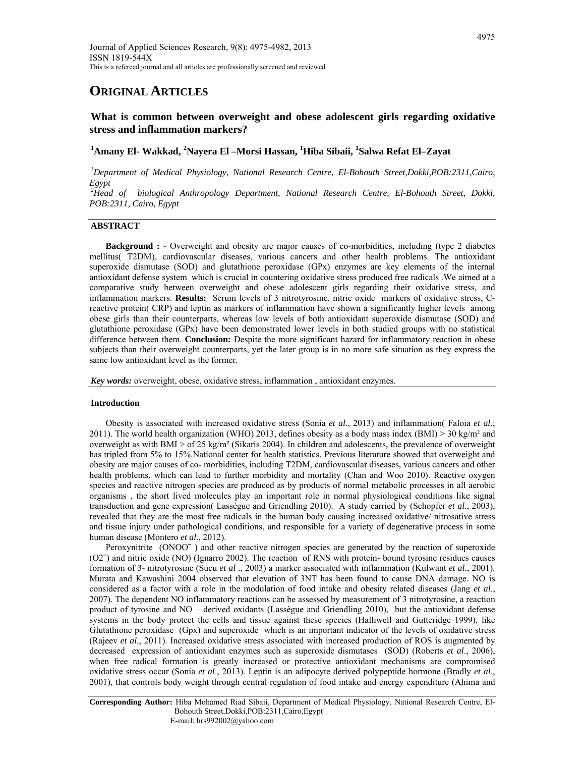This is a refereed journal and all articles are professionally screened and reviewed

# ORIGINAL ARTICLES

## What is common between overweight and obese adolescent girls regarding oxidative stress and inflammation markers?

**[1]Amany El- Wakkad, [2]Nayera El –Morsi Hassan, [1]Hiba Sibaii, [1]Salwa Refat El–Zayat**

*[1]Department of Medical Physiology, National Research Centre, El-Bohouth Street,Dokki,POB:2311,Cairo, Egypt*
*[2]Head of biological Anthropology Department, National Research Centre, El-Bohouth Street, Dokki, POB:2311, Cairo, Egypt*

### ABSTRACT

**Background :** - Overweight and obesity are major causes of co-morbidities, including (type 2 diabetes mellitus( T2DM), cardiovascular diseases, various cancers and other health problems. The antioxidant superoxide dismutase (SOD) and glutathione peroxidase (GPx) enzymes are key elements of the internal antioxidant defense system which is crucial in countering oxidative stress produced free radicals .We aimed at a comparative study between overweight and obese adolescent girls regarding their oxidative stress, and inflammation markers. **Results:** Serum levels of 3 nitrotyrosine, nitric oxide markers of oxidative stress, C-reactive protein( CRP) and leptin as markers of inflammation have shown a significantly higher levels among obese girls than their counterparts, whereas low levels of both antioxidant superoxide dismutase (SOD) and glutathione peroxidase (GPx) have been demonstrated lower levels in both studied groups with no statistical difference between them. **Conclusion:** Despite the more significant hazard for inflammatory reaction in obese subjects than their overweight counterparts, yet the later group is in no more safe situation as they express the same low antioxidant level as the former.

***Key words:*** overweight, obese, oxidative stress, inflammation , antioxidant enzymes.

### Introduction

Obesity is associated with increased oxidative stress (Sonia *et al*., 2013) and inflammation( Faloia *et al*.; 2011). The world health organization (WHO) 2013, defines obesity as a body mass index (BMI) > 30 kg/m² and overweight as with BMI > of 25 kg/m² (Sikaris 2004). In children and adolescents, the prevalence of overweight has tripled from 5% to 15%.National center for health statistics. Previous literature showed that overweight and obesity are major causes of co- morbidities, including T2DM, cardiovascular diseases, various cancers and other health problems, which can lead to further morbidity and mortality (Chan and Woo 2010). Reactive oxygen species and reactive nitrogen species are produced as by products of normal metabolic processes in all aerobic organisms , the short lived molecules play an important role in normal physiological conditions like signal transduction and gene expression( Lassègue and Griendling 2010). A study carried by (Schopfer *et al*., 2003), revealed that they are the most free radicals in the human body causing increased oxidative/ nitrosative stress and tissue injury under pathological conditions, and responsible for a variety of degenerative process in some human disease (Montero *et al*., 2012).

Peroxynitrite ($ONOO^-$ ) and other reactive nitrogen species are generated by the reaction of superoxide ($O2^-$) and nitric oxide (NO) (Ignarro 2002). The reaction of RNS with protein- bound tyrosine residues causes formation of 3- nitrotyrosine (Sucu *et al* ., 2003) a marker associated with inflammation (Kulwant *et al*., 2001). Murata and Kawashini 2004 observed that elevation of 3NT has been found to cause DNA damage. NO is considered as a factor with a role in the modulation of food intake and obesity related diseases (Jang *et al*., 2007). The dependent NO inflammatory reactions can be assessed by measurement of 3 nitrotyrosine, a reaction product of tyrosine and NO – derived oxidants (Lassègue and Griendling 2010), but the antioxidant defense systems in the body protect the cells and tissue against these species (Halliwell and Gutteridge 1999), like Glutathione peroxidase (Gpx) and superoxide which is an important indicator of the levels of oxidative stress (Rajeev *et al*., 2011). Increased oxidative stress associated with increased production of ROS is augmented by decreased expression of antioxidant enzymes such as superoxide dismutases (SOD) (Roberts *et al*., 2006), when free radical formation is greatly increased or protective antioxidant mechanisms are compromised oxidative stress occur (Sonia *et al*., 2013). Leptin is an adipocyte derived polypeptide hormone (Bradly *et al*., 2001), that controls body weight through central regulation of food intake and energy expenditure (Ahima and

**Corresponding Author:** Hiba Mohamed Riad Sibaii, Department of Medical Physiology, National Research Centre, El-Bohouth Street,Dokki,POB:2311,Cairo,Egypt
E-mail: hrs992002@yahoo.com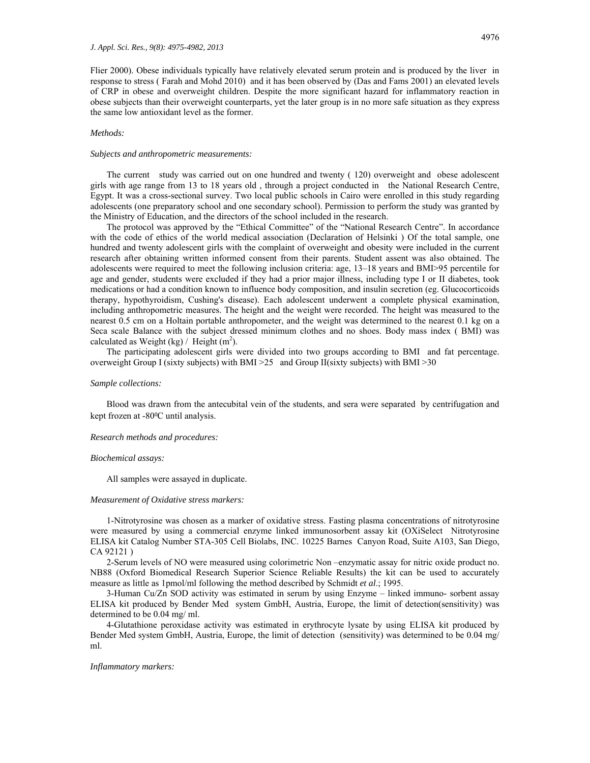Flier 2000). Obese individuals typically have relatively elevated serum protein and is produced by the liver in response to stress ( Farah and Mohd 2010) and it has been observed by (Das and Fams 2001) an elevated levels of CRP in obese and overweight children. Despite the more significant hazard for inflammatory reaction in obese subjects than their overweight counterparts, yet the later group is in no more safe situation as they express the same low antioxidant level as the former.

*Methods:*

*Subjects and anthropometric measurements:*

The current study was carried out on one hundred and twenty ( 120) overweight and obese adolescent girls with age range from 13 to 18 years old , through a project conducted in the National Research Centre, Egypt. It was a cross-sectional survey. Two local public schools in Cairo were enrolled in this study regarding adolescents (one preparatory school and one secondary school). Permission to perform the study was granted by the Ministry of Education, and the directors of the school included in the research.

The protocol was approved by the "Ethical Committee" of the "National Research Centre". In accordance with the code of ethics of the world medical association (Declaration of Helsinki ) Of the total sample, one hundred and twenty adolescent girls with the complaint of overweight and obesity were included in the current research after obtaining written informed consent from their parents. Student assent was also obtained. The adolescents were required to meet the following inclusion criteria: age, 13–18 years and BMI>95 percentile for age and gender, students were excluded if they had a prior major illness, including type I or II diabetes, took medications or had a condition known to influence body composition, and insulin secretion (eg. Glucocorticoids therapy, hypothyroidism, Cushing's disease). Each adolescent underwent a complete physical examination, including anthropometric measures. The height and the weight were recorded. The height was measured to the nearest 0.5 cm on a Holtain portable anthropometer, and the weight was determined to the nearest 0.1 kg on a Seca scale Balance with the subject dressed minimum clothes and no shoes. Body mass index ( BMI) was calculated as Weight (kg) / Height ($m^2$).

The participating adolescent girls were divided into two groups according to BMI and fat percentage. overweight Group I (sixty subjects) with BMI >25 and Group II(sixty subjects) with BMI >30

*Sample collections:*

Blood was drawn from the antecubital vein of the students, and sera were separated by centrifugation and kept frozen at -80$^0$C until analysis.

*Research methods and procedures:*

*Biochemical assays:*

All samples were assayed in duplicate.

*Measurement of Oxidative stress markers:*

1-Nitrotyrosine was chosen as a marker of oxidative stress. Fasting plasma concentrations of nitrotyrosine were measured by using a commercial enzyme linked immunosorbent assay kit (OXiSelect Nitrotyrosine ELISA kit Catalog Number STA-305 Cell Biolabs, INC. 10225 Barnes Canyon Road, Suite A103, San Diego, CA 92121 )

2-Serum levels of NO were measured using colorimetric Non –enzymatic assay for nitric oxide product no. NB88 (Oxford Biomedical Research Superior Science Reliable Results) the kit can be used to accurately measure as little as 1pmol/ml following the method described by Schmidt *et al*.; 1995.

3-Human Cu/Zn SOD activity was estimated in serum by using Enzyme – linked immuno- sorbent assay ELISA kit produced by Bender Med system GmbH, Austria, Europe, the limit of detection(sensitivity) was determined to be 0.04 mg/ ml.

4-Glutathione peroxidase activity was estimated in erythrocyte lysate by using ELISA kit produced by Bender Med system GmbH, Austria, Europe, the limit of detection (sensitivity) was determined to be 0.04 mg/ ml.

*Inflammatory markers:*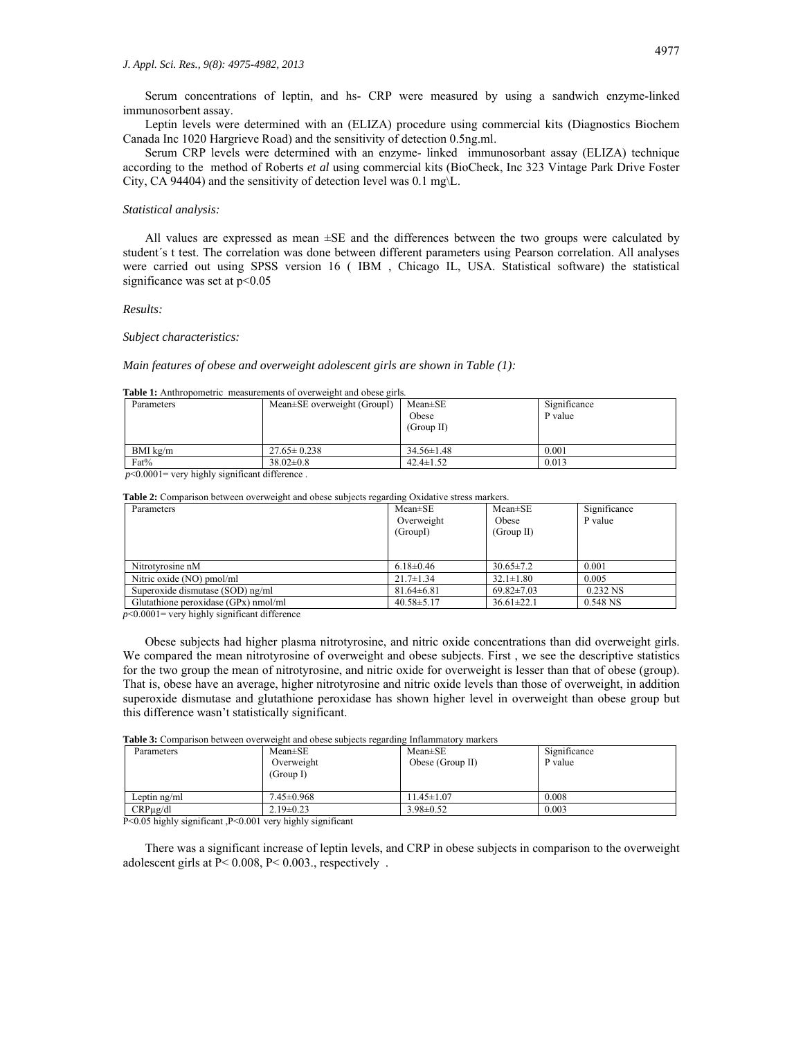Serum concentrations of leptin, and hs- CRP were measured by using a sandwich enzyme-linked immunosorbent assay.

Leptin levels were determined with an (ELIZA) procedure using commercial kits (Diagnostics Biochem Canada Inc 1020 Hargrieve Road) and the sensitivity of detection 0.5ng.ml.

Serum CRP levels were determined with an enzyme- linked immunosorbant assay (ELIZA) technique according to the method of Roberts *et al* using commercial kits (BioCheck, Inc 323 Vintage Park Drive Foster City, CA 94404) and the sensitivity of detection level was 0.1 mg\L.

*Statistical analysis:*

All values are expressed as mean ±SE and the differences between the two groups were calculated by student´s t test. The correlation was done between different parameters using Pearson correlation. All analyses were carried out using SPSS version 16 ( IBM , Chicago IL, USA. Statistical software) the statistical significance was set at $p<0.05$

*Results:*

*Subject characteristics:*

*Main features of obese and overweight adolescent girls are shown in Table (1):*

**Table 1:** Anthropometric measurements of overweight and obese girls.

| Parameters | Mean±SE overweight (GroupI) | Mean±SE Obese (Group II) | Significance P value |
|---|---|---|---|
| BMI kg/m | 27.65± 0.238 | 34.56±1.48 | 0.001 |
| Fat% | 38.02±0.8 | 42.4±1.52 | 0.013 |

$p<0.0001$= very highly significant difference .

**Table 2:** Comparison between overweight and obese subjects regarding Oxidative stress markers.

| Parameters | Mean±SE Overweight (GroupI) | Mean±SE Obese (Group II) | Significance P value |
|---|---|---|---|
| Nitrotyrosine nM | 6.18±0.46 | 30.65±7.2 | 0.001 |
| Nitric oxide (NO) pmol/ml | 21.7±1.34 | 32.1±1.80 | 0.005 |
| Superoxide dismutase (SOD) ng/ml | 81.64±6.81 | 69.82±7.03 | 0.232 NS |
| Glutathione peroxidase (GPx) nmol/ml | 40.58±5.17 | 36.61±22.1 | 0.548 NS |

$p<0.0001$= very highly significant difference

Obese subjects had higher plasma nitrotyrosine, and nitric oxide concentrations than did overweight girls. We compared the mean nitrotyrosine of overweight and obese subjects. First , we see the descriptive statistics for the two group the mean of nitrotyrosine, and nitric oxide for overweight is lesser than that of obese (group). That is, obese have an average, higher nitrotyrosine and nitric oxide levels than those of overweight, in addition superoxide dismutase and glutathione peroxidase has shown higher level in overweight than obese group but this difference wasn't statistically significant.

**Table 3:** Comparison between overweight and obese subjects regarding Inflammatory markers

| Parameters | Mean±SE Overweight (Group I) | Mean±SE Obese (Group II) | Significance P value |
|---|---|---|---|
| Leptin ng/ml | 7.45±0.968 | 11.45±1.07 | 0.008 |
| CRPμg/dl | 2.19±0.23 | 3.98±0.52 | 0.003 |

$P<0.05$ highly significant ,$P<0.001$ very highly significant

There was a significant increase of leptin levels, and CRP in obese subjects in comparison to the overweight adolescent girls at $P< 0.008$, $P< 0.003$., respectively .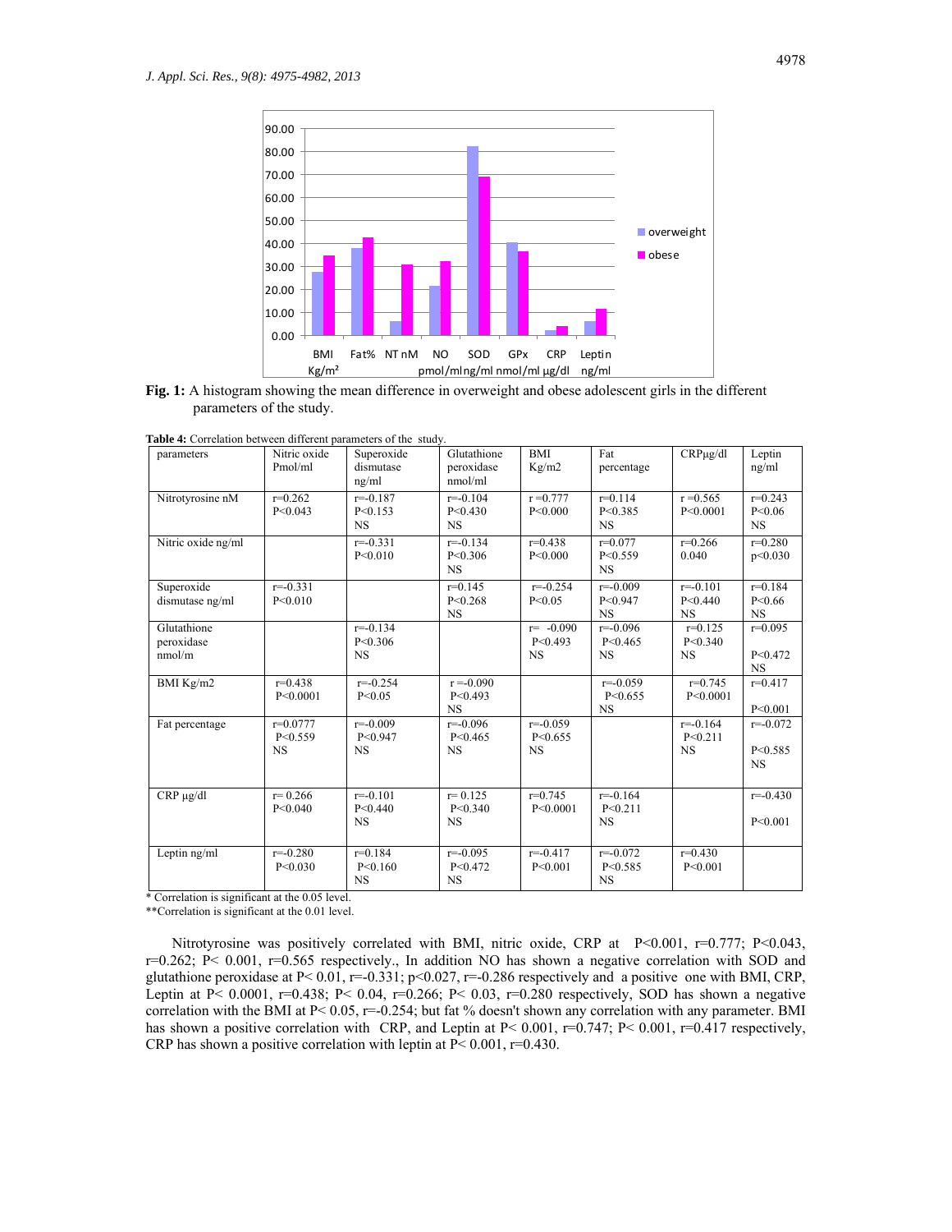**Fig. 1:** A histogram showing the mean difference in overweight and obese adolescent girls in the different parameters of the study.

**Table 4:** Correlation between different parameters of the study.

| parameters | Nitric oxide Pmol/ml | Superoxide dismutase ng/ml | Glutathione peroxidase nmol/ml | BMI Kg/m2 | Fat percentage | CRPμg/dl | Leptin ng/ml |
|---|---|---|---|---|---|---|---|
| Nitrotyrosine nM | r=0.262 P<0.043 | r=-0.187 P<0.153 NS | r=-0.104 P<0.430 NS | r =0.777 P<0.000 | r=0.114 P<0.385 NS | r =0.565 P<0.0001 | r=0.243 P<0.06 NS |
| Nitric oxide ng/ml | | r=-0.331 P<0.010 | r=-0.134 P<0.306 NS | r=0.438 P<0.000 | r=0.077 P<0.559 NS | r=0.266 0.040 | r=0.280 p<0.030 |
| Superoxide dismutase ng/ml | r=-0.331 P<0.010 | | r=0.145 P<0.268 NS | r=-0.254 P<0.05 | r=-0.009 P<0.947 NS | r=-0.101 P<0.440 NS | r=0.184 P<0.66 NS |
| Glutathione peroxidase nmol/m | | r=-0.134 P<0.306 NS | | r= -0.090 P<0.493 NS | r=-0.096 P<0.465 NS | r=0.125 P<0.340 NS | r=0.095 P<0.472 NS |
| BMI Kg/m2 | r=0.438 P<0.0001 | r=-0.254 P<0.05 | r =-0.090 P<0.493 NS | | r=-0.059 P<0.655 NS | r=0.745 P<0.0001 | r=0.417 P<0.001 |
| Fat percentage | r=0.0777 P<0.559 NS | r=-0.009 P<0.947 NS | r=-0.096 P<0.465 NS | r=-0.059 P<0.655 NS | | r=-0.164 P<0.211 NS | r=-0.072 P<0.585 NS |
| CRP μg/dl | r= 0.266 P<0.040 | r=-0.101 P<0.440 NS | r= 0.125 P<0.340 NS | r=0.745 P<0.0001 | r=-0.164 P<0.211 NS | | r=-0.430 P<0.001 |
| Leptin ng/ml | r=-0.280 P<0.030 | r=0.184 P<0.160 NS | r=-0.095 P<0.472 NS | r=-0.417 P<0.001 | r=-0.072 P<0.585 NS | r=0.430 P<0.001 | |

\* Correlation is significant at the 0.05 level.
\*\*Correlation is significant at the 0.01 level.

Nitrotyrosine was positively correlated with BMI, nitric oxide, CRP at P<0.001, r=0.777; P<0.043, r=0.262; P< 0.001, r=0.565 respectively., In addition NO has shown a negative correlation with SOD and glutathione peroxidase at P< 0.01, r=-0.331; p<0.027, r=-0.286 respectively and a positive one with BMI, CRP, Leptin at P< 0.0001, r=0.438; P< 0.04, r=0.266; P< 0.03, r=0.280 respectively, SOD has shown a negative correlation with the BMI at P< 0.05, r=-0.254; but fat % doesn't shown any correlation with any parameter. BMI has shown a positive correlation with CRP, and Leptin at P< 0.001, r=0.747; P< 0.001, r=0.417 respectively, CRP has shown a positive correlation with leptin at P< 0.001, r=0.430.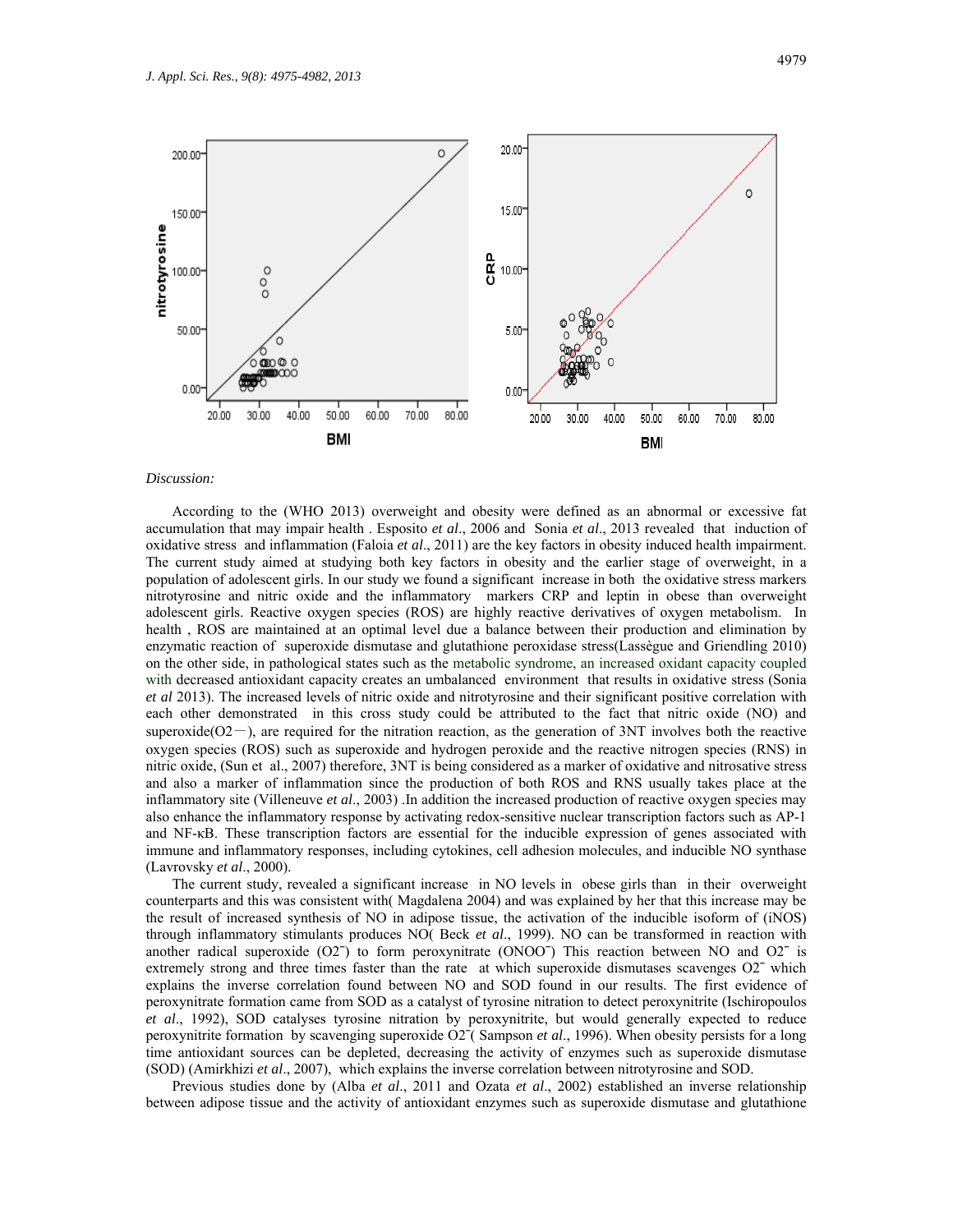*Discussion:*

According to the (WHO 2013) overweight and obesity were defined as an abnormal or excessive fat accumulation that may impair health . Esposito *et al*., 2006 and Sonia *et al*., 2013 revealed that induction of oxidative stress and inflammation (Faloia *et al*., 2011) are the key factors in obesity induced health impairment. The current study aimed at studying both key factors in obesity and the earlier stage of overweight, in a population of adolescent girls. In our study we found a significant increase in both the oxidative stress markers nitrotyrosine and nitric oxide and the inflammatory markers CRP and leptin in obese than overweight adolescent girls. Reactive oxygen species (ROS) are highly reactive derivatives of oxygen metabolism. In health , ROS are maintained at an optimal level due a balance between their production and elimination by enzymatic reaction of superoxide dismutase and glutathione peroxidase stress(Lassègue and Griendling 2010) on the other side, in pathological states such as the metabolic syndrome, an increased oxidant capacity coupled with decreased antioxidant capacity creates an umbalanced environment that results in oxidative stress (Sonia *et al* 2013). The increased levels of nitric oxide and nitrotyrosine and their significant positive correlation with each other demonstrated in this cross study could be attributed to the fact that nitric oxide (NO) and superoxide($O2^-$), are required for the nitration reaction, as the generation of 3NT involves both the reactive oxygen species (ROS) such as superoxide and hydrogen peroxide and the reactive nitrogen species (RNS) in nitric oxide, (Sun et al., 2007) therefore, 3NT is being considered as a marker of oxidative and nitrosative stress and also a marker of inflammation since the production of both ROS and RNS usually takes place at the inflammatory site (Villeneuve *et al*., 2003) .In addition the increased production of reactive oxygen species may also enhance the inflammatory response by activating redox-sensitive nuclear transcription factors such as AP-1 and NF-κB. These transcription factors are essential for the inducible expression of genes associated with immune and inflammatory responses, including cytokines, cell adhesion molecules, and inducible NO synthase (Lavrovsky *et al*., 2000).

The current study, revealed a significant increase in NO levels in obese girls than in their overweight counterparts and this was consistent with( Magdalena 2004) and was explained by her that this increase may be the result of increased synthesis of NO in adipose tissue, the activation of the inducible isoform of (iNOS) through inflammatory stimulants produces NO( Beck *et al*., 1999). NO can be transformed in reaction with another radical superoxide ($O2^-$) to form peroxynitrate ($ONOO^-$) This reaction between NO and $O2^-$ is extremely strong and three times faster than the rate at which superoxide dismutases scavenges $O2^-$ which explains the inverse correlation found between NO and SOD found in our results. The first evidence of peroxynitrate formation came from SOD as a catalyst of tyrosine nitration to detect peroxynitrite (Ischiropoulos *et al*., 1992), SOD catalyses tyrosine nitration by peroxynitrite, but would generally expected to reduce peroxynitrite formation by scavenging superoxide $O2^-$( Sampson *et al*., 1996). When obesity persists for a long time antioxidant sources can be depleted, decreasing the activity of enzymes such as superoxide dismutase (SOD) (Amirkhizi *et al*., 2007), which explains the inverse correlation between nitrotyrosine and SOD.

Previous studies done by (Alba *et al*., 2011 and Ozata *et al*., 2002) established an inverse relationship between adipose tissue and the activity of antioxidant enzymes such as superoxide dismutase and glutathione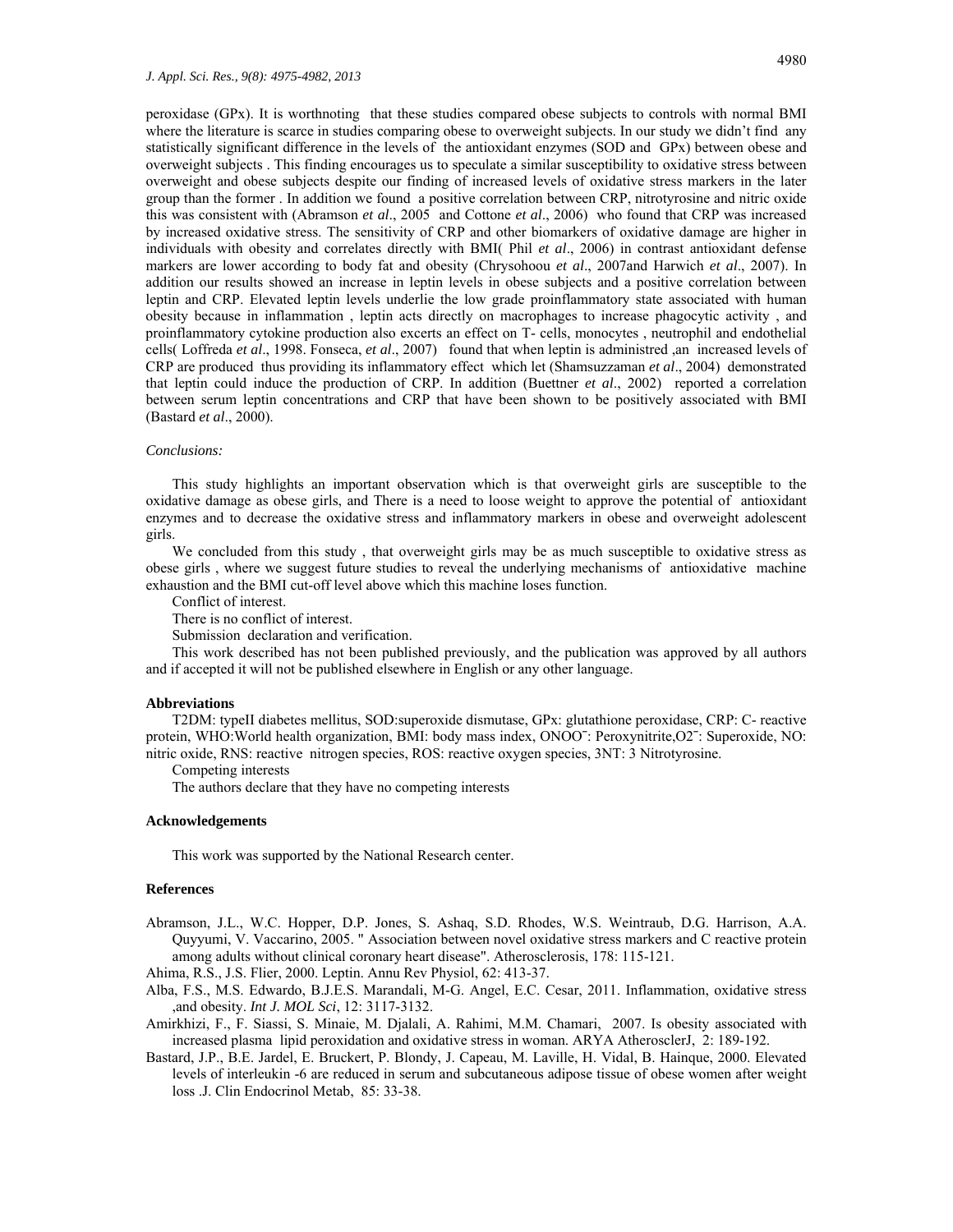peroxidase (GPx). It is worthnoting that these studies compared obese subjects to controls with normal BMI where the literature is scarce in studies comparing obese to overweight subjects. In our study we didn't find any statistically significant difference in the levels of the antioxidant enzymes (SOD and GPx) between obese and overweight subjects . This finding encourages us to speculate a similar susceptibility to oxidative stress between overweight and obese subjects despite our finding of increased levels of oxidative stress markers in the later group than the former . In addition we found a positive correlation between CRP, nitrotyrosine and nitric oxide this was consistent with (Abramson *et al*., 2005 and Cottone *et al*., 2006) who found that CRP was increased by increased oxidative stress. The sensitivity of CRP and other biomarkers of oxidative damage are higher in individuals with obesity and correlates directly with BMI( Phil *et al*., 2006) in contrast antioxidant defense markers are lower according to body fat and obesity (Chrysohoou *et al*., 2007and Harwich *et al*., 2007). In addition our results showed an increase in leptin levels in obese subjects and a positive correlation between leptin and CRP. Elevated leptin levels underlie the low grade proinflammatory state associated with human obesity because in inflammation , leptin acts directly on macrophages to increase phagocytic activity , and proinflammatory cytokine production also excerts an effect on T- cells, monocytes , neutrophil and endothelial cells( Loffreda *et al*., 1998. Fonseca, *et al*., 2007) found that when leptin is administred ,an increased levels of CRP are produced thus providing its inflammatory effect which let (Shamsuzzaman *et al*., 2004) demonstrated that leptin could induce the production of CRP. In addition (Buettner *et al*., 2002) reported a correlation between serum leptin concentrations and CRP that have been shown to be positively associated with BMI (Bastard *et al*., 2000).

*Conclusions:*

This study highlights an important observation which is that overweight girls are susceptible to the oxidative damage as obese girls, and There is a need to loose weight to approve the potential of antioxidant enzymes and to decrease the oxidative stress and inflammatory markers in obese and overweight adolescent girls.

We concluded from this study , that overweight girls may be as much susceptible to oxidative stress as obese girls , where we suggest future studies to reveal the underlying mechanisms of antioxidative machine exhaustion and the BMI cut-off level above which this machine loses function.

Conflict of interest.

There is no conflict of interest.

Submission declaration and verification.

This work described has not been published previously, and the publication was approved by all authors and if accepted it will not be published elsewhere in English or any other language.

**Abbreviations**

T2DM: typeII diabetes mellitus, SOD:superoxide dismutase, GPx: glutathione peroxidase, CRP: C- reactive protein, WHO:World health organization, BMI: body mass index, $ONOO^-$: Peroxynitrite,$O2^-$: Superoxide, NO: nitric oxide, RNS: reactive nitrogen species, ROS: reactive oxygen species, 3NT: 3 Nitrotyrosine.

Competing interests

The authors declare that they have no competing interests

**Acknowledgements**

This work was supported by the National Research center.

**References**

Abramson, J.L., W.C. Hopper, D.P. Jones, S. Ashaq, S.D. Rhodes, W.S. Weintraub, D.G. Harrison, A.A. Quyyumi, V. Vaccarino, 2005. " Association between novel oxidative stress markers and C reactive protein among adults without clinical coronary heart disease". Atherosclerosis, 178: 115-121.

Ahima, R.S., J.S. Flier, 2000. Leptin. Annu Rev Physiol, 62: 413-37.

Alba, F.S., M.S. Edwardo, B.J.E.S. Marandali, M-G. Angel, E.C. Cesar, 2011. Inflammation, oxidative stress ,and obesity. *Int J. MOL Sci*, 12: 3117-3132.

Amirkhizi, F., F. Siassi, S. Minaie, M. Djalali, A. Rahimi, M.M. Chamari, 2007. Is obesity associated with increased plasma lipid peroxidation and oxidative stress in woman. ARYA AtherosclerJ, 2: 189-192.

Bastard, J.P., B.E. Jardel, E. Bruckert, P. Blondy, J. Capeau, M. Laville, H. Vidal, B. Hainque, 2000. Elevated levels of interleukin -6 are reduced in serum and subcutaneous adipose tissue of obese women after weight loss .J. Clin Endocrinol Metab, 85: 33-38.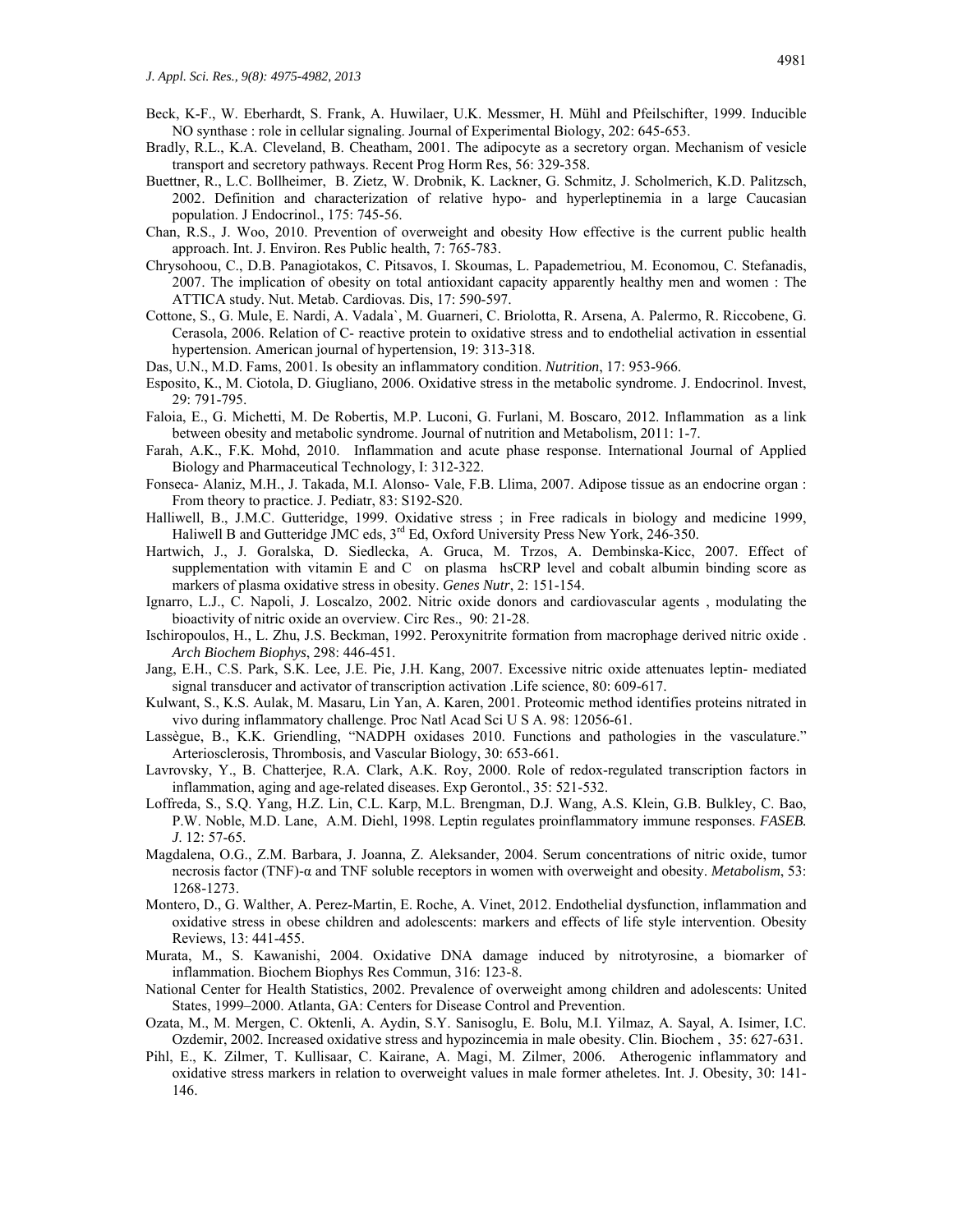Beck, K-F., W. Eberhardt, S. Frank, A. Huwilaer, U.K. Messmer, H. Mühl and Pfeilschifter, 1999. Inducible NO synthase : role in cellular signaling. Journal of Experimental Biology, 202: 645-653.

Bradly, R.L., K.A. Cleveland, B. Cheatham, 2001. The adipocyte as a secretory organ. Mechanism of vesicle transport and secretory pathways. Recent Prog Horm Res, 56: 329-358.

Buettner, R., L.C. Bollheimer, B. Zietz, W. Drobnik, K. Lackner, G. Schmitz, J. Scholmerich, K.D. Palitzsch, 2002. Definition and characterization of relative hypo- and hyperleptinemia in a large Caucasian population. J Endocrinol., 175: 745-56.

Chan, R.S., J. Woo, 2010. Prevention of overweight and obesity How effective is the current public health approach. Int. J. Environ. Res Public health, 7: 765-783.

Chrysohoou, C., D.B. Panagiotakos, C. Pitsavos, I. Skoumas, L. Papademetriou, M. Economou, C. Stefanadis, 2007. The implication of obesity on total antioxidant capacity apparently healthy men and women : The ATTICA study. Nut. Metab. Cardiovas. Dis, 17: 590-597.

Cottone, S., G. Mule, E. Nardi, A. Vadala`, M. Guarneri, C. Briolotta, R. Arsena, A. Palermo, R. Riccobene, G. Cerasola, 2006. Relation of C- reactive protein to oxidative stress and to endothelial activation in essential hypertension. American journal of hypertension, 19: 313-318.

Das, U.N., M.D. Fams, 2001. Is obesity an inflammatory condition. *Nutrition*, 17: 953-966.

Esposito, K., M. Ciotola, D. Giugliano, 2006. Oxidative stress in the metabolic syndrome. J. Endocrinol. Invest, 29: 791-795.

Faloia, E., G. Michetti, M. De Robertis, M.P. Luconi, G. Furlani, M. Boscaro, 2012. Inflammation as a link between obesity and metabolic syndrome. Journal of nutrition and Metabolism, 2011: 1-7.

Farah, A.K., F.K. Mohd, 2010. Inflammation and acute phase response. International Journal of Applied Biology and Pharmaceutical Technology, I: 312-322.

Fonseca- Alaniz, M.H., J. Takada, M.I. Alonso- Vale, F.B. Llima, 2007. Adipose tissue as an endocrine organ : From theory to practice. J. Pediatr, 83: S192-S20.

Halliwell, B., J.M.C. Gutteridge, 1999. Oxidative stress ; in Free radicals in biology and medicine 1999, Haliwell B and Gutteridge JMC eds, 3rd Ed, Oxford University Press New York, 246-350.

Hartwich, J., J. Goralska, D. Siedlecka, A. Gruca, M. Trzos, A. Dembinska-Kicc, 2007. Effect of supplementation with vitamin E and C on plasma hsCRP level and cobalt albumin binding score as markers of plasma oxidative stress in obesity. *Genes Nutr*, 2: 151-154.

Ignarro, L.J., C. Napoli, J. Loscalzo, 2002. Nitric oxide donors and cardiovascular agents , modulating the bioactivity of nitric oxide an overview. Circ Res., 90: 21-28.

Ischiropoulos, H., L. Zhu, J.S. Beckman, 1992. Peroxynitrite formation from macrophage derived nitric oxide . *Arch Biochem Biophys*, 298: 446-451.

Jang, E.H., C.S. Park, S.K. Lee, J.E. Pie, J.H. Kang, 2007. Excessive nitric oxide attenuates leptin- mediated signal transducer and activator of transcription activation .Life science, 80: 609-617.

Kulwant, S., K.S. Aulak, M. Masaru, Lin Yan, A. Karen, 2001. Proteomic method identifies proteins nitrated in vivo during inflammatory challenge. Proc Natl Acad Sci U S A. 98: 12056-61.

Lassègue, B., K.K. Griendling, "NADPH oxidases 2010. Functions and pathologies in the vasculature." Arteriosclerosis, Thrombosis, and Vascular Biology, 30: 653-661.

Lavrovsky, Y., B. Chatterjee, R.A. Clark, A.K. Roy, 2000. Role of redox-regulated transcription factors in inflammation, aging and age-related diseases. Exp Gerontol., 35: 521-532.

Loffreda, S., S.Q. Yang, H.Z. Lin, C.L. Karp, M.L. Brengman, D.J. Wang, A.S. Klein, G.B. Bulkley, C. Bao, P.W. Noble, M.D. Lane, A.M. Diehl, 1998. Leptin regulates proinflammatory immune responses. *FASEB. J*. 12: 57-65.

Magdalena, O.G., Z.M. Barbara, J. Joanna, Z. Aleksander, 2004. Serum concentrations of nitric oxide, tumor necrosis factor (TNF)-α and TNF soluble receptors in women with overweight and obesity. *Metabolism*, 53: 1268-1273.

Montero, D., G. Walther, A. Perez-Martin, E. Roche, A. Vinet, 2012. Endothelial dysfunction, inflammation and oxidative stress in obese children and adolescents: markers and effects of life style intervention. Obesity Reviews, 13: 441-455.

Murata, M., S. Kawanishi, 2004. Oxidative DNA damage induced by nitrotyrosine, a biomarker of inflammation. Biochem Biophys Res Commun, 316: 123-8.

National Center for Health Statistics, 2002. Prevalence of overweight among children and adolescents: United States, 1999–2000. Atlanta, GA: Centers for Disease Control and Prevention.

Ozata, M., M. Mergen, C. Oktenli, A. Aydin, S.Y. Sanisoglu, E. Bolu, M.I. Yilmaz, A. Sayal, A. Isimer, I.C. Ozdemir, 2002. Increased oxidative stress and hypozincemia in male obesity. Clin. Biochem , 35: 627-631.

Pihl, E., K. Zilmer, T. Kullisaar, C. Kairane, A. Magi, M. Zilmer, 2006. Atherogenic inflammatory and oxidative stress markers in relation to overweight values in male former atheletes. Int. J. Obesity, 30: 141-146.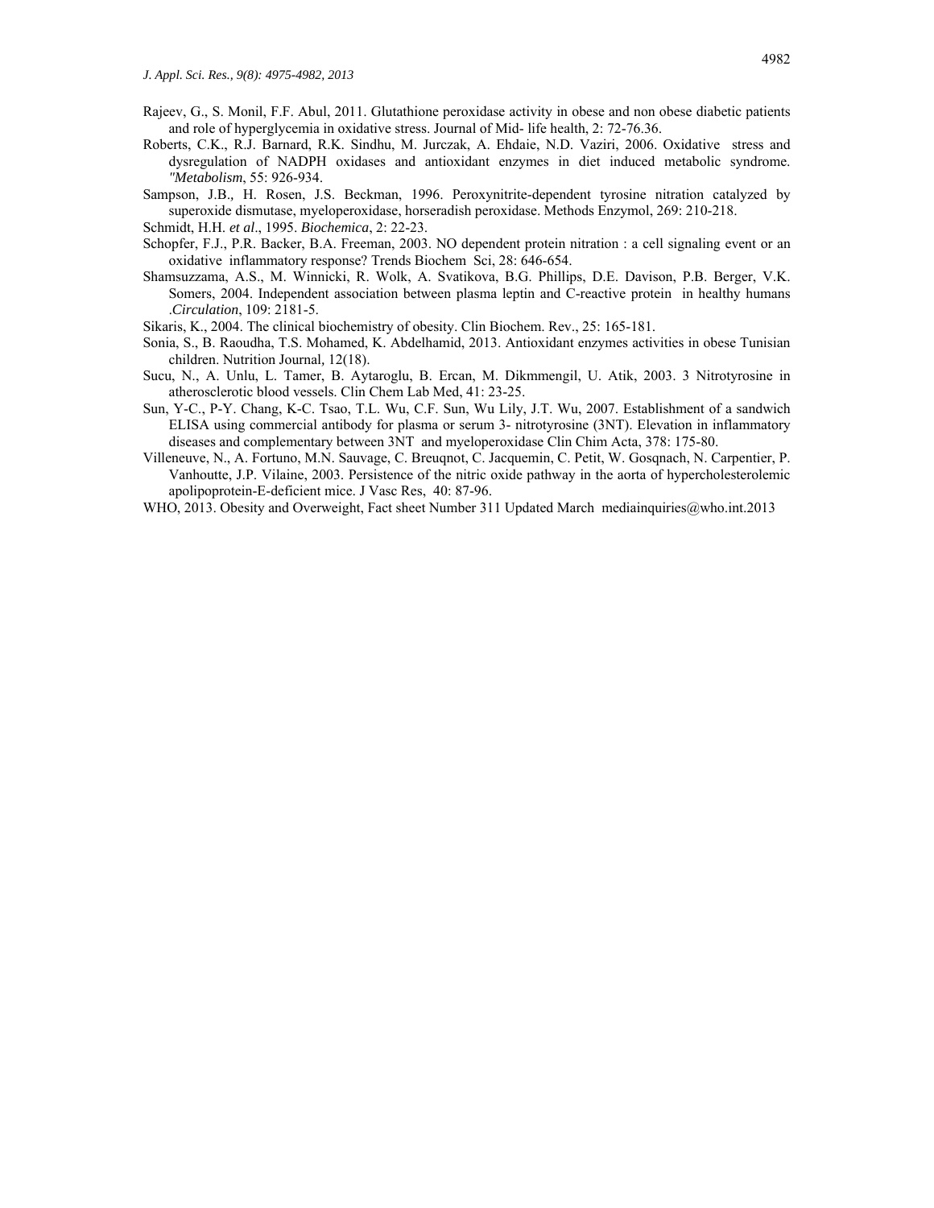Rajeev, G., S. Monil, F.F. Abul, 2011. Glutathione peroxidase activity in obese and non obese diabetic patients and role of hyperglycemia in oxidative stress. Journal of Mid- life health, 2: 72-76.36.

Roberts, C.K., R.J. Barnard, R.K. Sindhu, M. Jurczak, A. Ehdaie, N.D. Vaziri, 2006. Oxidative stress and dysregulation of NADPH oxidases and antioxidant enzymes in diet induced metabolic syndrome. *"Metabolism*, 55: 926-934.

Sampson, J.B., H. Rosen, J.S. Beckman, 1996. Peroxynitrite-dependent tyrosine nitration catalyzed by superoxide dismutase, myeloperoxidase, horseradish peroxidase. Methods Enzymol, 269: 210-218.

Schmidt, H.H. *et al*., 1995. *Biochemica*, 2: 22-23.

Schopfer, F.J., P.R. Backer, B.A. Freeman, 2003. NO dependent protein nitration : a cell signaling event or an oxidative inflammatory response? Trends Biochem Sci, 28: 646-654.

Shamsuzzama, A.S., M. Winnicki, R. Wolk, A. Svatikova, B.G. Phillips, D.E. Davison, P.B. Berger, V.K. Somers, 2004. Independent association between plasma leptin and C-reactive protein in healthy humans .*Circulation*, 109: 2181-5.

Sikaris, K., 2004. The clinical biochemistry of obesity. Clin Biochem. Rev., 25: 165-181.

Sonia, S., B. Raoudha, T.S. Mohamed, K. Abdelhamid, 2013. Antioxidant enzymes activities in obese Tunisian children. Nutrition Journal, 12(18).

Sucu, N., A. Unlu, L. Tamer, B. Aytaroglu, B. Ercan, M. Dikmmengil, U. Atik, 2003. 3 Nitrotyrosine in atherosclerotic blood vessels. Clin Chem Lab Med, 41: 23-25.

Sun, Y-C., P-Y. Chang, K-C. Tsao, T.L. Wu, C.F. Sun, Wu Lily, J.T. Wu, 2007. Establishment of a sandwich ELISA using commercial antibody for plasma or serum 3- nitrotyrosine (3NT). Elevation in inflammatory diseases and complementary between 3NT and myeloperoxidase Clin Chim Acta, 378: 175-80.

Villeneuve, N., A. Fortuno, M.N. Sauvage, C. Breuqnot, C. Jacquemin, C. Petit, W. Gosqnach, N. Carpentier, P. Vanhoutte, J.P. Vilaine, 2003. Persistence of the nitric oxide pathway in the aorta of hypercholesterolemic apolipoprotein-E-deficient mice. J Vasc Res, 40: 87-96.

WHO, 2013. Obesity and Overweight, Fact sheet Number 311 Updated March mediainquiries@who.int.2013